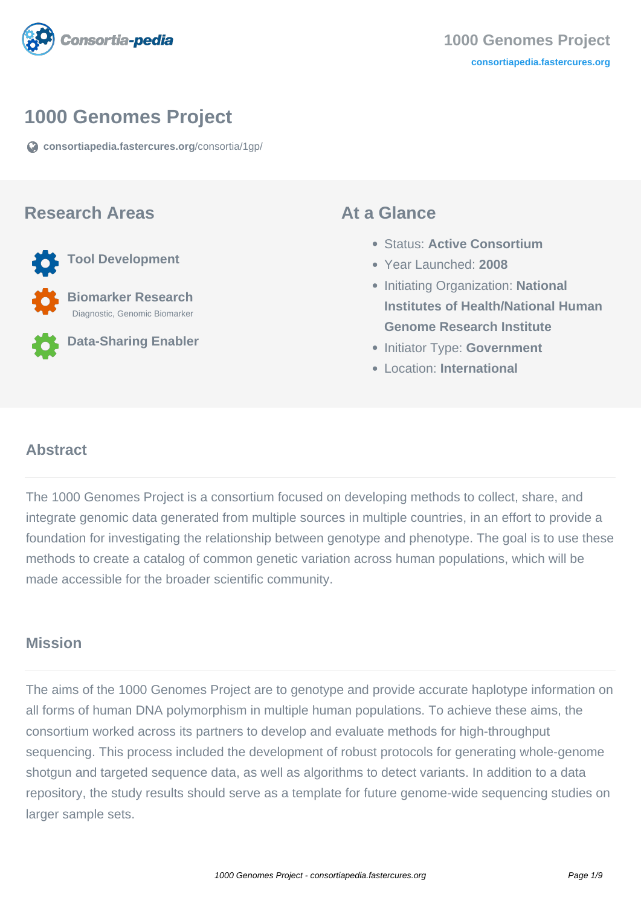# 1000 Genomes Project

consortiapedia.fastercures.org/consortia/1gp/

## Research Areas

**Tool Development**

**Biomarker Research**
Diagnostic, Genomic Biomarker

**Data-Sharing Enabler**

## At a Glance

- Status: **Active Consortium**
- Year Launched: **2008**
- Initiating Organization: **National Institutes of Health/National Human Genome Research Institute**
- Initiator Type: **Government**
- Location: **International**

## Abstract

The 1000 Genomes Project is a consortium focused on developing methods to collect, share, and integrate genomic data generated from multiple sources in multiple countries, in an effort to provide a foundation for investigating the relationship between genotype and phenotype. The goal is to use these methods to create a catalog of common genetic variation across human populations, which will be made accessible for the broader scientific community.

## Mission

The aims of the 1000 Genomes Project are to genotype and provide accurate haplotype information on all forms of human DNA polymorphism in multiple human populations. To achieve these aims, the consortium worked across its partners to develop and evaluate methods for high-throughput sequencing. This process included the development of robust protocols for generating whole-genome shotgun and targeted sequence data, as well as algorithms to detect variants. In addition to a data repository, the study results should serve as a template for future genome-wide sequencing studies on larger sample sets.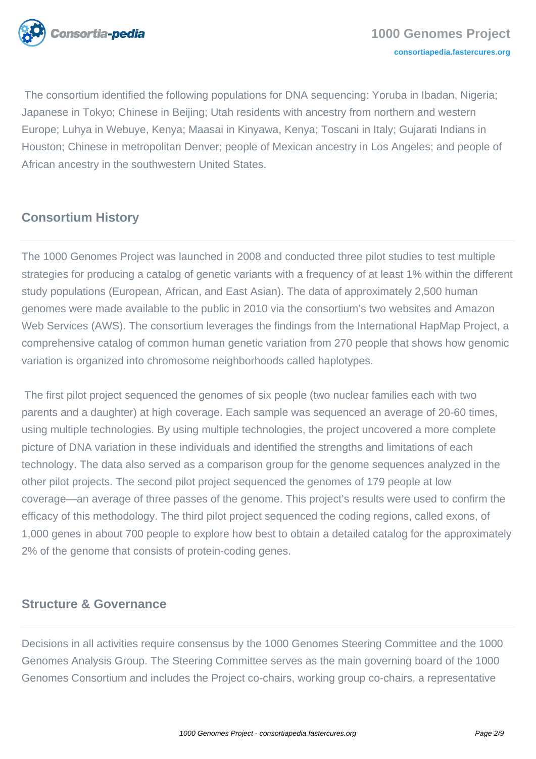The consortium identified the following populations for DNA sequencing: Yoruba in Ibadan, Nigeria; Japanese in Tokyo; Chinese in Beijing; Utah residents with ancestry from northern and western Europe; Luhya in Webuye, Kenya; Maasai in Kinyawa, Kenya; Toscani in Italy; Gujarati Indians in Houston; Chinese in metropolitan Denver; people of Mexican ancestry in Los Angeles; and people of African ancestry in the southwestern United States.

## Consortium History

The 1000 Genomes Project was launched in 2008 and conducted three pilot studies to test multiple strategies for producing a catalog of genetic variants with a frequency of at least 1% within the different study populations (European, African, and East Asian). The data of approximately 2,500 human genomes were made available to the public in 2010 via the consortium's two websites and Amazon Web Services (AWS). The consortium leverages the findings from the International HapMap Project, a comprehensive catalog of common human genetic variation from 270 people that shows how genomic variation is organized into chromosome neighborhoods called haplotypes.

The first pilot project sequenced the genomes of six people (two nuclear families each with two parents and a daughter) at high coverage. Each sample was sequenced an average of 20-60 times, using multiple technologies. By using multiple technologies, the project uncovered a more complete picture of DNA variation in these individuals and identified the strengths and limitations of each technology. The data also served as a comparison group for the genome sequences analyzed in the other pilot projects. The second pilot project sequenced the genomes of 179 people at low coverage—an average of three passes of the genome. This project's results were used to confirm the efficacy of this methodology. The third pilot project sequenced the coding regions, called exons, of 1,000 genes in about 700 people to explore how best to obtain a detailed catalog for the approximately 2% of the genome that consists of protein-coding genes.

## Structure & Governance

Decisions in all activities require consensus by the 1000 Genomes Steering Committee and the 1000 Genomes Analysis Group. The Steering Committee serves as the main governing board of the 1000 Genomes Consortium and includes the Project co-chairs, working group co-chairs, a representative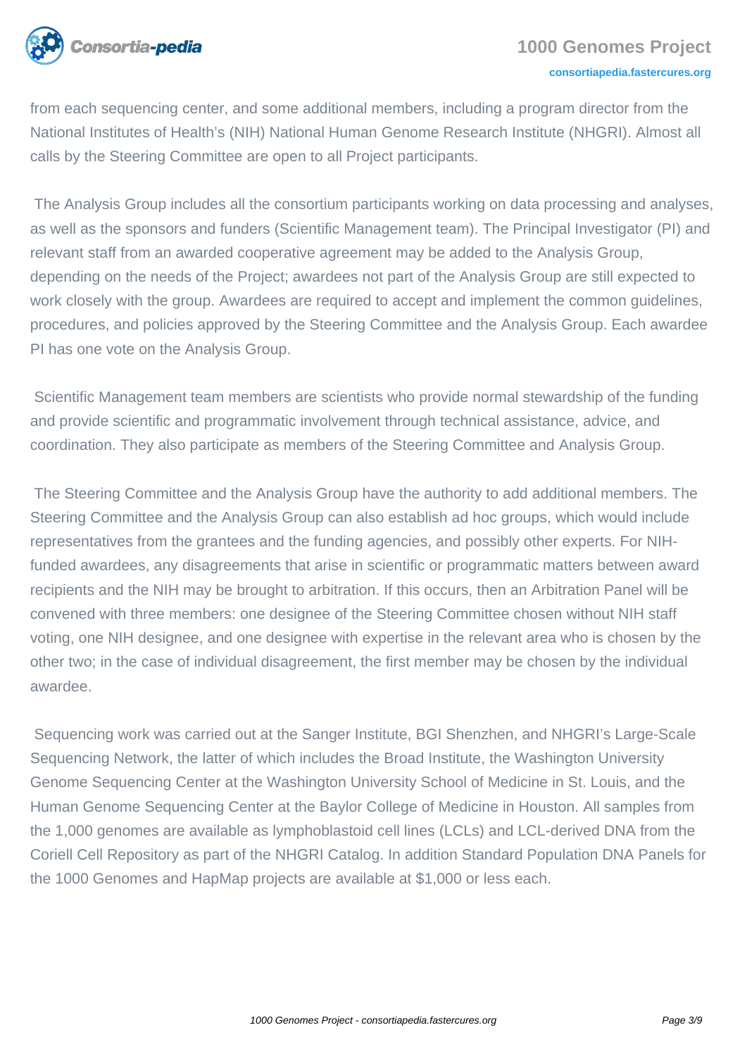from each sequencing center, and some additional members, including a program director from the National Institutes of Health's (NIH) National Human Genome Research Institute (NHGRI). Almost all calls by the Steering Committee are open to all Project participants.

The Analysis Group includes all the consortium participants working on data processing and analyses, as well as the sponsors and funders (Scientific Management team). The Principal Investigator (PI) and relevant staff from an awarded cooperative agreement may be added to the Analysis Group, depending on the needs of the Project; awardees not part of the Analysis Group are still expected to work closely with the group. Awardees are required to accept and implement the common guidelines, procedures, and policies approved by the Steering Committee and the Analysis Group. Each awardee PI has one vote on the Analysis Group.

Scientific Management team members are scientists who provide normal stewardship of the funding and provide scientific and programmatic involvement through technical assistance, advice, and coordination. They also participate as members of the Steering Committee and Analysis Group.

The Steering Committee and the Analysis Group have the authority to add additional members. The Steering Committee and the Analysis Group can also establish ad hoc groups, which would include representatives from the grantees and the funding agencies, and possibly other experts. For NIH-funded awardees, any disagreements that arise in scientific or programmatic matters between award recipients and the NIH may be brought to arbitration. If this occurs, then an Arbitration Panel will be convened with three members: one designee of the Steering Committee chosen without NIH staff voting, one NIH designee, and one designee with expertise in the relevant area who is chosen by the other two; in the case of individual disagreement, the first member may be chosen by the individual awardee.

Sequencing work was carried out at the Sanger Institute, BGI Shenzhen, and NHGRI's Large-Scale Sequencing Network, the latter of which includes the Broad Institute, the Washington University Genome Sequencing Center at the Washington University School of Medicine in St. Louis, and the Human Genome Sequencing Center at the Baylor College of Medicine in Houston. All samples from the 1,000 genomes are available as lymphoblastoid cell lines (LCLs) and LCL-derived DNA from the Coriell Cell Repository as part of the NHGRI Catalog. In addition Standard Population DNA Panels for the 1000 Genomes and HapMap projects are available at $1,000 or less each.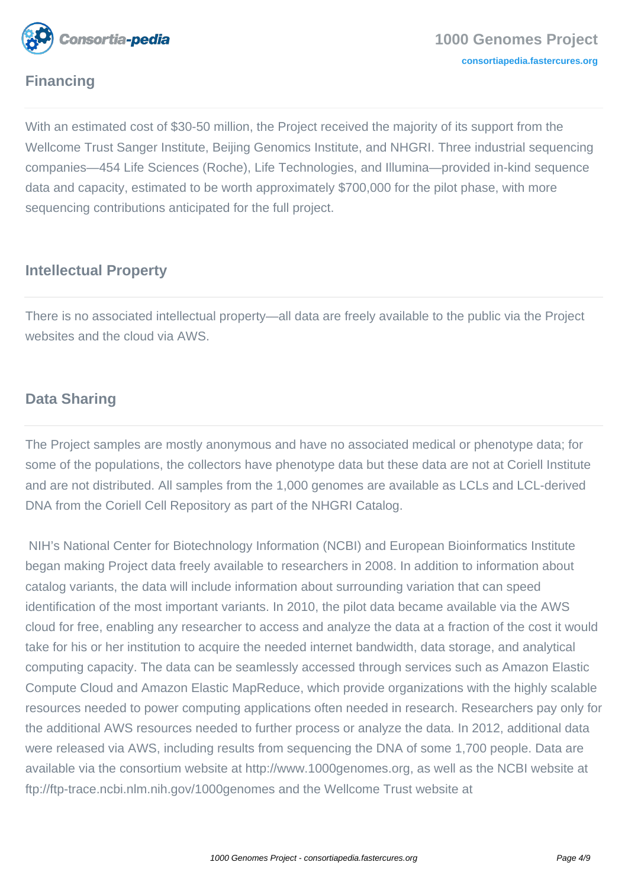## Financing

With an estimated cost of $30-50 million, the Project received the majority of its support from the Wellcome Trust Sanger Institute, Beijing Genomics Institute, and NHGRI. Three industrial sequencing companies—454 Life Sciences (Roche), Life Technologies, and Illumina—provided in-kind sequence data and capacity, estimated to be worth approximately $700,000 for the pilot phase, with more sequencing contributions anticipated for the full project.

## Intellectual Property

There is no associated intellectual property—all data are freely available to the public via the Project websites and the cloud via AWS.

## Data Sharing

The Project samples are mostly anonymous and have no associated medical or phenotype data; for some of the populations, the collectors have phenotype data but these data are not at Coriell Institute and are not distributed. All samples from the 1,000 genomes are available as LCLs and LCL-derived DNA from the Coriell Cell Repository as part of the NHGRI Catalog.

NIH's National Center for Biotechnology Information (NCBI) and European Bioinformatics Institute began making Project data freely available to researchers in 2008. In addition to information about catalog variants, the data will include information about surrounding variation that can speed identification of the most important variants. In 2010, the pilot data became available via the AWS cloud for free, enabling any researcher to access and analyze the data at a fraction of the cost it would take for his or her institution to acquire the needed internet bandwidth, data storage, and analytical computing capacity. The data can be seamlessly accessed through services such as Amazon Elastic Compute Cloud and Amazon Elastic MapReduce, which provide organizations with the highly scalable resources needed to power computing applications often needed in research. Researchers pay only for the additional AWS resources needed to further process or analyze the data. In 2012, additional data were released via AWS, including results from sequencing the DNA of some 1,700 people. Data are available via the consortium website at http://www.1000genomes.org, as well as the NCBI website at ftp://ftp-trace.ncbi.nlm.nih.gov/1000genomes and the Wellcome Trust website at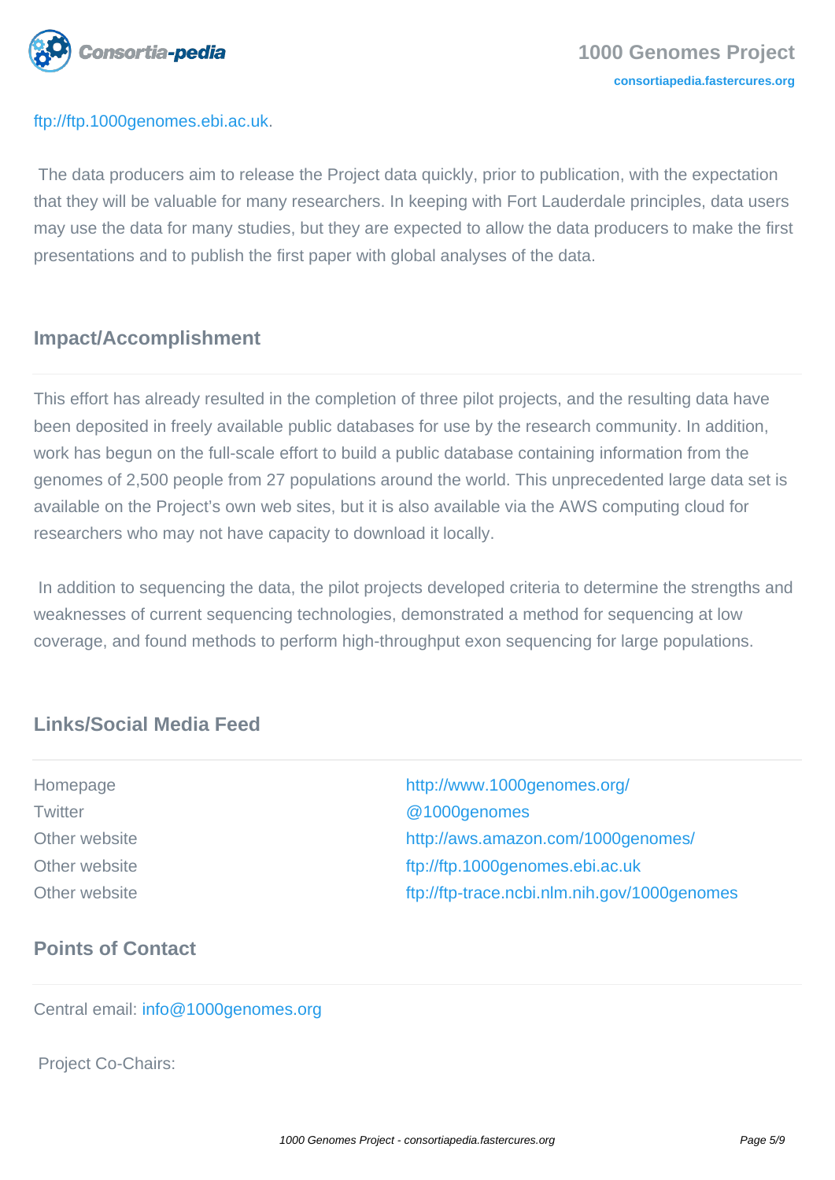ftp://ftp.1000genomes.ebi.ac.uk.

The data producers aim to release the Project data quickly, prior to publication, with the expectation that they will be valuable for many researchers. In keeping with Fort Lauderdale principles, data users may use the data for many studies, but they are expected to allow the data producers to make the first presentations and to publish the first paper with global analyses of the data.

## Impact/Accomplishment

This effort has already resulted in the completion of three pilot projects, and the resulting data have been deposited in freely available public databases for use by the research community. In addition, work has begun on the full-scale effort to build a public database containing information from the genomes of 2,500 people from 27 populations around the world. This unprecedented large data set is available on the Project's own web sites, but it is also available via the AWS computing cloud for researchers who may not have capacity to download it locally.

In addition to sequencing the data, the pilot projects developed criteria to determine the strengths and weaknesses of current sequencing technologies, demonstrated a method for sequencing at low coverage, and found methods to perform high-throughput exon sequencing for large populations.

## Links/Social Media Feed

| | |
|---|---|
| Homepage | http://www.1000genomes.org/ |
| Twitter | @1000genomes |
| Other website | http://aws.amazon.com/1000genomes/ |
| Other website | ftp://ftp.1000genomes.ebi.ac.uk |
| Other website | ftp://ftp-trace.ncbi.nlm.nih.gov/1000genomes |

## Points of Contact

Central email: info@1000genomes.org

Project Co-Chairs: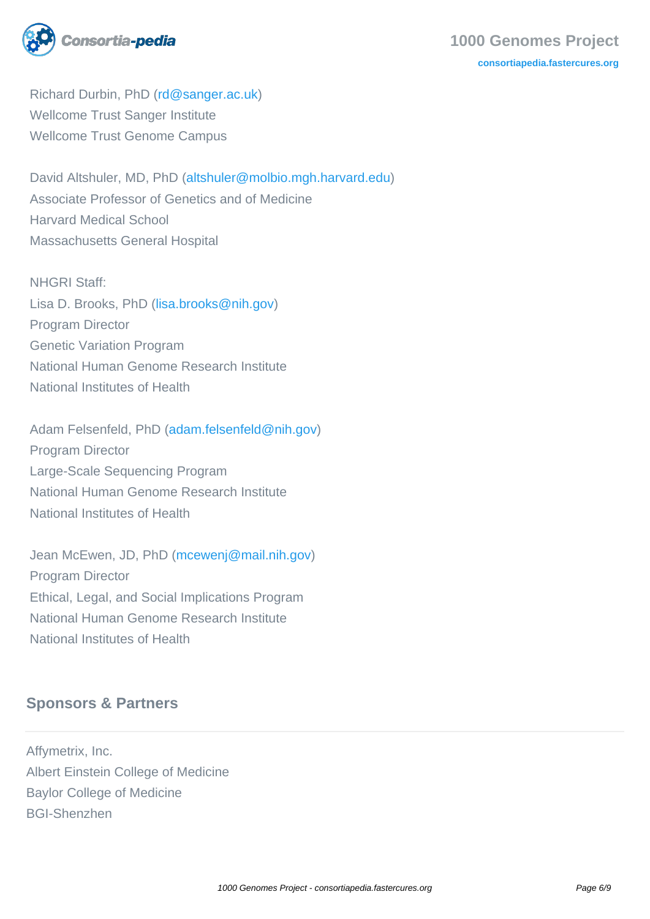Richard Durbin, PhD (rd@sanger.ac.uk)
Wellcome Trust Sanger Institute
Wellcome Trust Genome Campus

David Altshuler, MD, PhD (altshuler@molbio.mgh.harvard.edu)
Associate Professor of Genetics and of Medicine
Harvard Medical School
Massachusetts General Hospital

NHGRI Staff:
Lisa D. Brooks, PhD (lisa.brooks@nih.gov)
Program Director
Genetic Variation Program
National Human Genome Research Institute
National Institutes of Health

Adam Felsenfeld, PhD (adam.felsenfeld@nih.gov)
Program Director
Large-Scale Sequencing Program
National Human Genome Research Institute
National Institutes of Health

Jean McEwen, JD, PhD (mcewenj@mail.nih.gov)
Program Director
Ethical, Legal, and Social Implications Program
National Human Genome Research Institute
National Institutes of Health

## Sponsors & Partners

Affymetrix, Inc.
Albert Einstein College of Medicine
Baylor College of Medicine
BGI-Shenzhen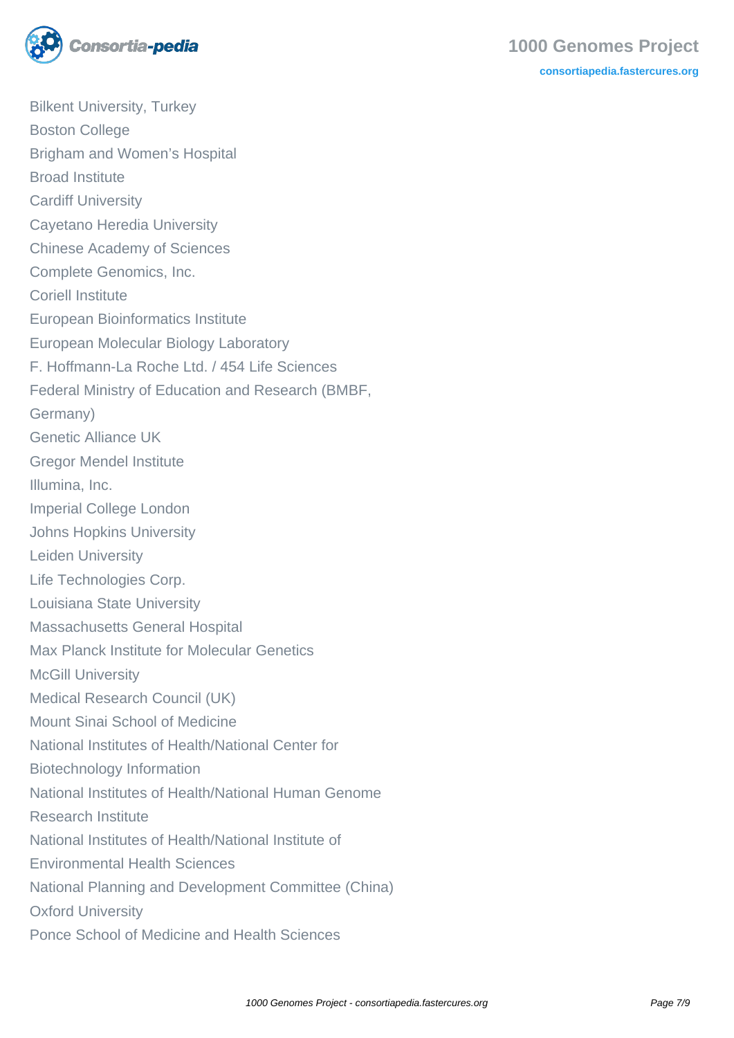Bilkent University, Turkey
Boston College
Brigham and Women's Hospital
Broad Institute
Cardiff University
Cayetano Heredia University
Chinese Academy of Sciences
Complete Genomics, Inc.
Coriell Institute
European Bioinformatics Institute
European Molecular Biology Laboratory
F. Hoffmann-La Roche Ltd. / 454 Life Sciences
Federal Ministry of Education and Research (BMBF, Germany)
Genetic Alliance UK
Gregor Mendel Institute
Illumina, Inc.
Imperial College London
Johns Hopkins University
Leiden University
Life Technologies Corp.
Louisiana State University
Massachusetts General Hospital
Max Planck Institute for Molecular Genetics
McGill University
Medical Research Council (UK)
Mount Sinai School of Medicine
National Institutes of Health/National Center for Biotechnology Information
National Institutes of Health/National Human Genome Research Institute
National Institutes of Health/National Institute of Environmental Health Sciences
National Planning and Development Committee (China)
Oxford University
Ponce School of Medicine and Health Sciences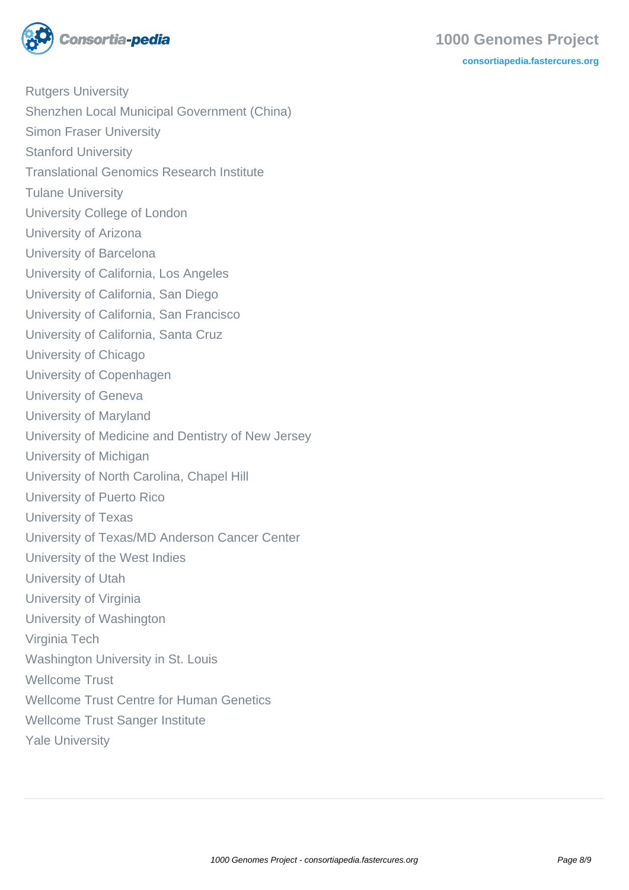Rutgers University
Shenzhen Local Municipal Government (China)
Simon Fraser University
Stanford University
Translational Genomics Research Institute
Tulane University
University College of London
University of Arizona
University of Barcelona
University of California, Los Angeles
University of California, San Diego
University of California, San Francisco
University of California, Santa Cruz
University of Chicago
University of Copenhagen
University of Geneva
University of Maryland
University of Medicine and Dentistry of New Jersey
University of Michigan
University of North Carolina, Chapel Hill
University of Puerto Rico
University of Texas
University of Texas/MD Anderson Cancer Center
University of the West Indies
University of Utah
University of Virginia
University of Washington
Virginia Tech
Washington University in St. Louis
Wellcome Trust
Wellcome Trust Centre for Human Genetics
Wellcome Trust Sanger Institute
Yale University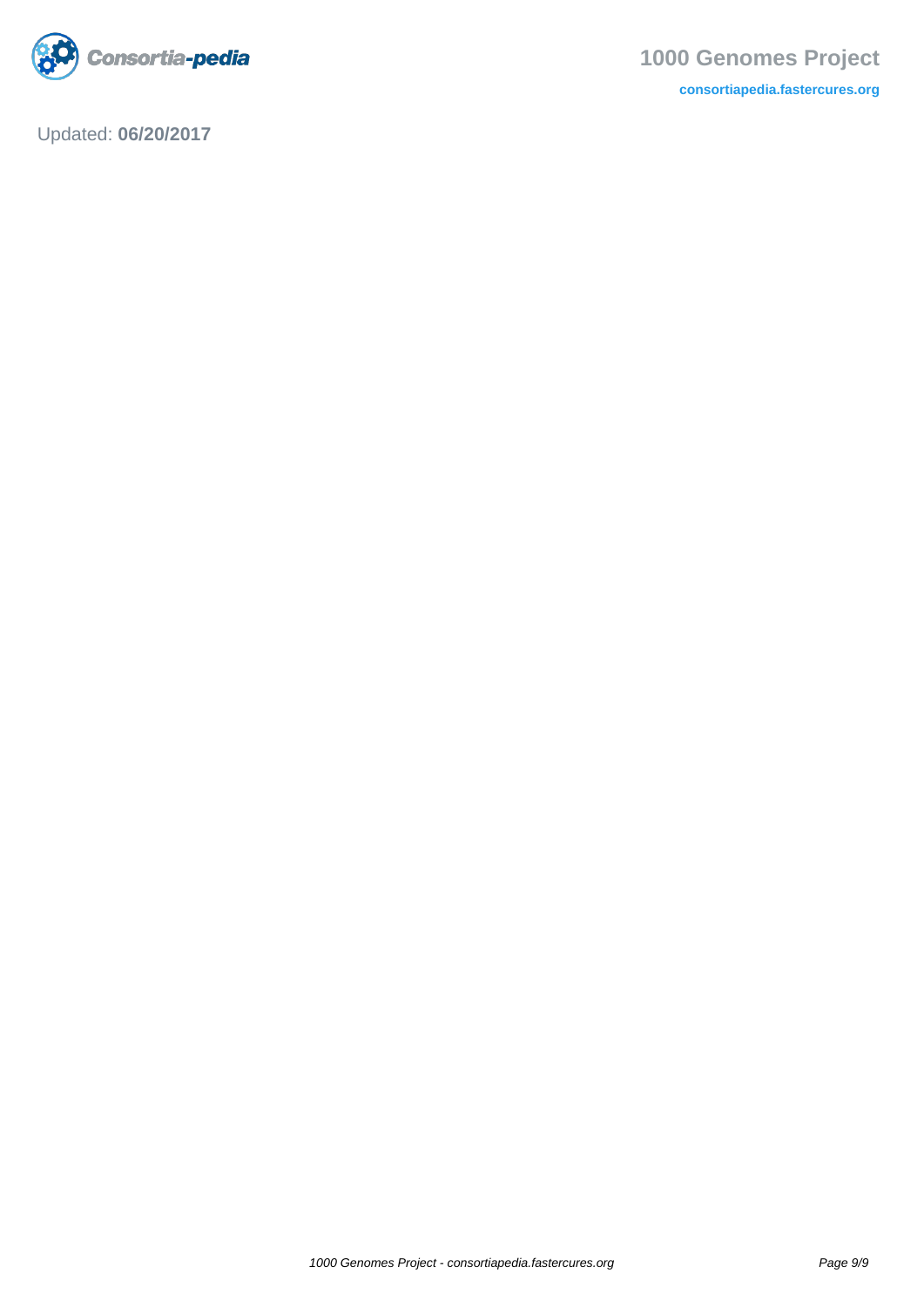Updated: **06/20/2017**